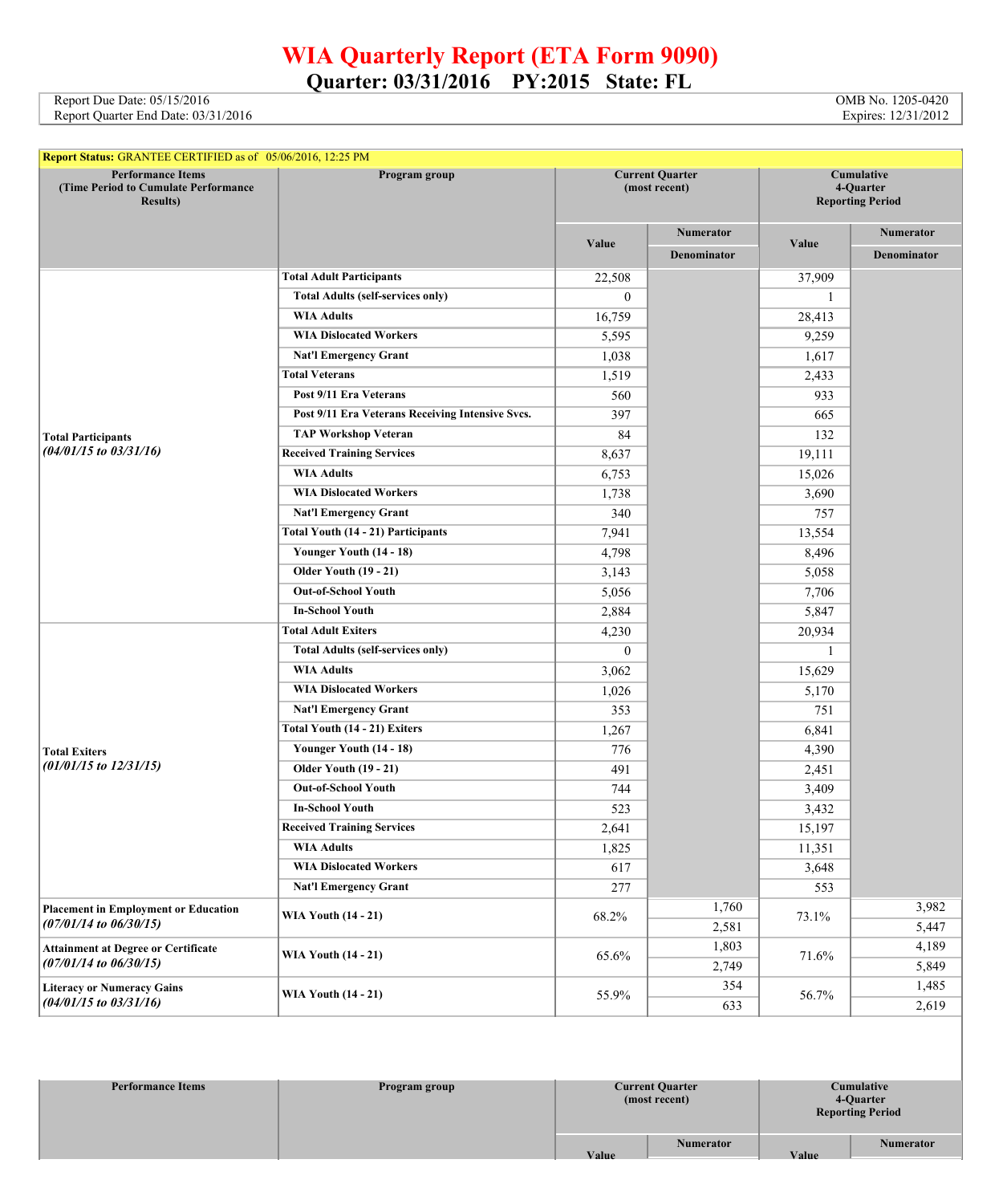# WIA Quarterly Report (ETA Form 9090)

## Quarter: 03/31/2016 PY:2015 State: FL

Report Due Date: 05/15/2016
Report Quarter End Date: 03/31/2016

OMB No. 1205-0420
Expires: 12/31/2012

**Report Status:** GRANTEE CERTIFIED as of 05/06/2016, 12:25 PM

| Performance Items (Time Period to Cumulate Performance Results) | Program group | Current Quarter (most recent) Value | Current Quarter Numerator / Denominator | Cumulative 4-Quarter Reporting Period Value | Cumulative Numerator / Denominator |
|---|---|---|---|---|---|
| **Total Participants** *(04/01/15 to 03/31/16)* | **Total Adult Participants** | 22,508 | | 37,909 | |
| | **Total Adults (self-services only)** | 0 | | 1 | |
| | **WIA Adults** | 16,759 | | 28,413 | |
| | **WIA Dislocated Workers** | 5,595 | | 9,259 | |
| | **Nat'l Emergency Grant** | 1,038 | | 1,617 | |
| | **Total Veterans** | 1,519 | | 2,433 | |
| | **Post 9/11 Era Veterans** | 560 | | 933 | |
| | **Post 9/11 Era Veterans Receiving Intensive Svcs.** | 397 | | 665 | |
| | **TAP Workshop Veteran** | 84 | | 132 | |
| | **Received Training Services** | 8,637 | | 19,111 | |
| | **WIA Adults** | 6,753 | | 15,026 | |
| | **WIA Dislocated Workers** | 1,738 | | 3,690 | |
| | **Nat'l Emergency Grant** | 340 | | 757 | |
| | **Total Youth (14 - 21) Participants** | 7,941 | | 13,554 | |
| | **Younger Youth (14 - 18)** | 4,798 | | 8,496 | |
| | **Older Youth (19 - 21)** | 3,143 | | 5,058 | |
| | **Out-of-School Youth** | 5,056 | | 7,706 | |
| | **In-School Youth** | 2,884 | | 5,847 | |
| **Total Exiters** *(01/01/15 to 12/31/15)* | **Total Adult Exiters** | 4,230 | | 20,934 | |
| | **Total Adults (self-services only)** | 0 | | 1 | |
| | **WIA Adults** | 3,062 | | 15,629 | |
| | **WIA Dislocated Workers** | 1,026 | | 5,170 | |
| | **Nat'l Emergency Grant** | 353 | | 751 | |
| | **Total Youth (14 - 21) Exiters** | 1,267 | | 6,841 | |
| | **Younger Youth (14 - 18)** | 776 | | 4,390 | |
| | **Older Youth (19 - 21)** | 491 | | 2,451 | |
| | **Out-of-School Youth** | 744 | | 3,409 | |
| | **In-School Youth** | 523 | | 3,432 | |
| | **Received Training Services** | 2,641 | | 15,197 | |
| | **WIA Adults** | 1,825 | | 11,351 | |
| | **WIA Dislocated Workers** | 617 | | 3,648 | |
| | **Nat'l Emergency Grant** | 277 | | 553 | |
| **Placement in Employment or Education** *(07/01/14 to 06/30/15)* | **WIA Youth (14 - 21)** | 68.2% | 1,760 / 2,581 | 73.1% | 3,982 / 5,447 |
| **Attainment at Degree or Certificate** *(07/01/14 to 06/30/15)* | **WIA Youth (14 - 21)** | 65.6% | 1,803 / 2,749 | 71.6% | 4,189 / 5,849 |
| **Literacy or Numeracy Gains** *(04/01/15 to 03/31/16)* | **WIA Youth (14 - 21)** | 55.9% | 354 / 633 | 56.7% | 1,485 / 2,619 |

| Performance Items | Program group | Current Quarter (most recent) Value | Current Quarter Numerator | Cumulative 4-Quarter Reporting Period Value | Cumulative Numerator |
|---|---|---|---|---|---|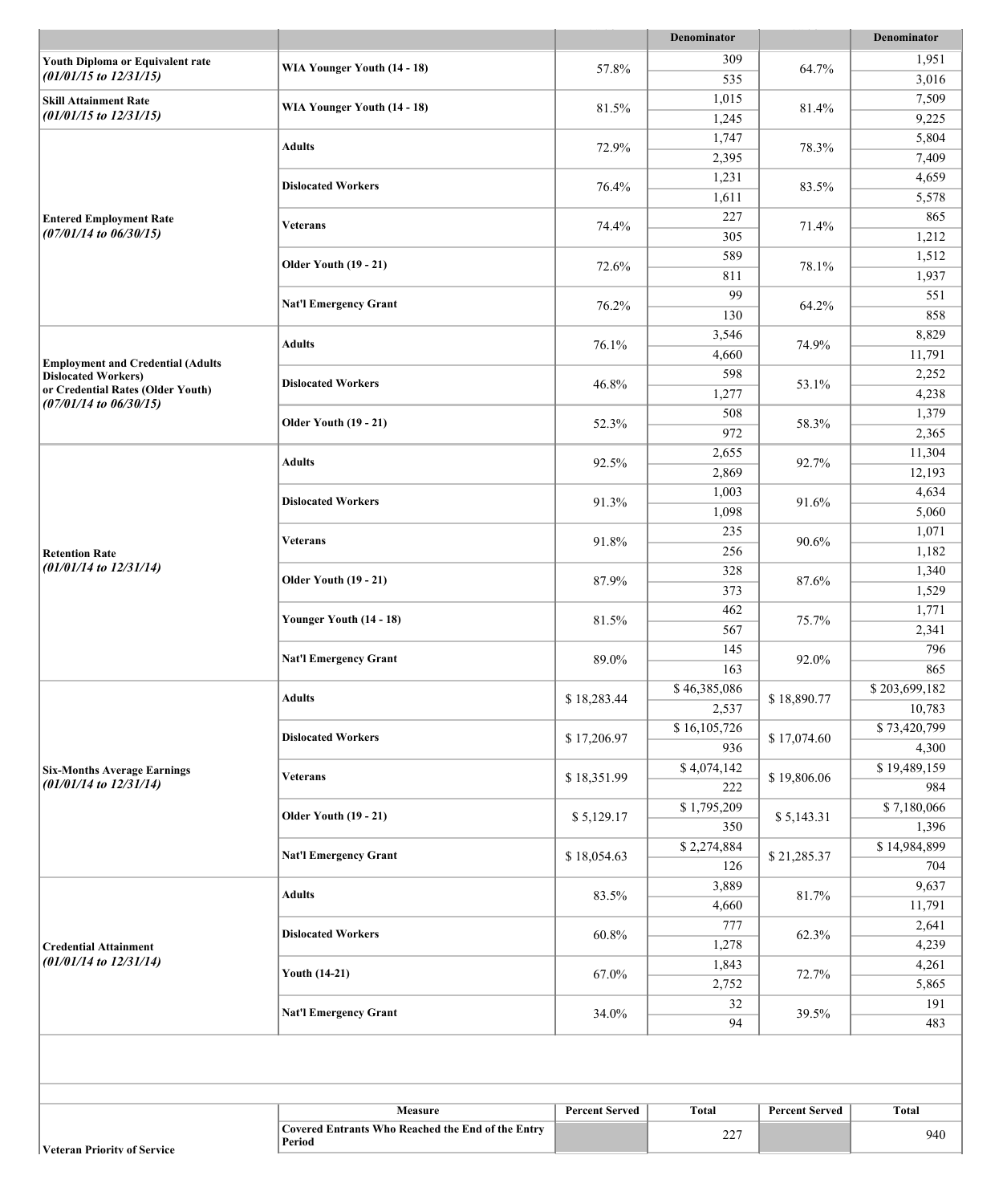| | | | Denominator | | Denominator |
|---|---|---|---|---|---|
| **Youth Diploma or Equivalent rate** ***(01/01/15 to 12/31/15)*** | **WIA Younger Youth (14 - 18)** | 57.8% | 309 | 64.7% | 1,951 |
| | | | 535 | | 3,016 |
| **Skill Attainment Rate** ***(01/01/15 to 12/31/15)*** | **WIA Younger Youth (14 - 18)** | 81.5% | 1,015 | 81.4% | 7,509 |
| | | | 1,245 | | 9,225 |
| **Entered Employment Rate** ***(07/01/14 to 06/30/15)*** | **Adults** | 72.9% | 1,747 | 78.3% | 5,804 |
| | | | 2,395 | | 7,409 |
| | **Dislocated Workers** | 76.4% | 1,231 | 83.5% | 4,659 |
| | | | 1,611 | | 5,578 |
| | **Veterans** | 74.4% | 227 | 71.4% | 865 |
| | | | 305 | | 1,212 |
| | **Older Youth (19 - 21)** | 72.6% | 589 | 78.1% | 1,512 |
| | | | 811 | | 1,937 |
| | **Nat'l Emergency Grant** | 76.2% | 99 | 64.2% | 551 |
| | | | 130 | | 858 |
| **Employment and Credential (Adults Dislocated Workers) or Credential Rates (Older Youth)** ***(07/01/14 to 06/30/15)*** | **Adults** | 76.1% | 3,546 | 74.9% | 8,829 |
| | | | 4,660 | | 11,791 |
| | **Dislocated Workers** | 46.8% | 598 | 53.1% | 2,252 |
| | | | 1,277 | | 4,238 |
| | **Older Youth (19 - 21)** | 52.3% | 508 | 58.3% | 1,379 |
| | | | 972 | | 2,365 |
| **Retention Rate** ***(01/01/14 to 12/31/14)*** | **Adults** | 92.5% | 2,655 | 92.7% | 11,304 |
| | | | 2,869 | | 12,193 |
| | **Dislocated Workers** | 91.3% | 1,003 | 91.6% | 4,634 |
| | | | 1,098 | | 5,060 |
| | **Veterans** | 91.8% | 235 | 90.6% | 1,071 |
| | | | 256 | | 1,182 |
| | **Older Youth (19 - 21)** | 87.9% | 328 | 87.6% | 1,340 |
| | | | 373 | | 1,529 |
| | **Younger Youth (14 - 18)** | 81.5% | 462 | 75.7% | 1,771 |
| | | | 567 | | 2,341 |
| | **Nat'l Emergency Grant** | 89.0% | 145 | 92.0% | 796 |
| | | | 163 | | 865 |
| **Six-Months Average Earnings** ***(01/01/14 to 12/31/14)*** | **Adults** | $ 18,283.44 | $ 46,385,086 | $ 18,890.77 | $ 203,699,182 |
| | | | 2,537 | | 10,783 |
| | **Dislocated Workers** | $ 17,206.97 | $ 16,105,726 | $ 17,074.60 | $ 73,420,799 |
| | | | 936 | | 4,300 |
| | **Veterans** | $ 18,351.99 | $ 4,074,142 | $ 19,806.06 | $ 19,489,159 |
| | | | 222 | | 984 |
| | **Older Youth (19 - 21)** | $ 5,129.17 | $ 1,795,209 | $ 5,143.31 | $ 7,180,066 |
| | | | 350 | | 1,396 |
| | **Nat'l Emergency Grant** | $ 18,054.63 | $ 2,274,884 | $ 21,285.37 | $ 14,984,899 |
| | | | 126 | | 704 |
| **Credential Attainment** ***(01/01/14 to 12/31/14)*** | **Adults** | 83.5% | 3,889 | 81.7% | 9,637 |
| | | | 4,660 | | 11,791 |
| | **Dislocated Workers** | 60.8% | 777 | 62.3% | 2,641 |
| | | | 1,278 | | 4,239 |
| | **Youth (14-21)** | 67.0% | 1,843 | 72.7% | 4,261 |
| | | | 2,752 | | 5,865 |
| | **Nat'l Emergency Grant** | 34.0% | 32 | 39.5% | 191 |
| | | | 94 | | 483 |

| | Measure | Percent Served | Total | Percent Served | Total |
|---|---|---|---|---|---|
| **Veteran Priority of Service** | **Covered Entrants Who Reached the End of the Entry Period** | | 227 | | 940 |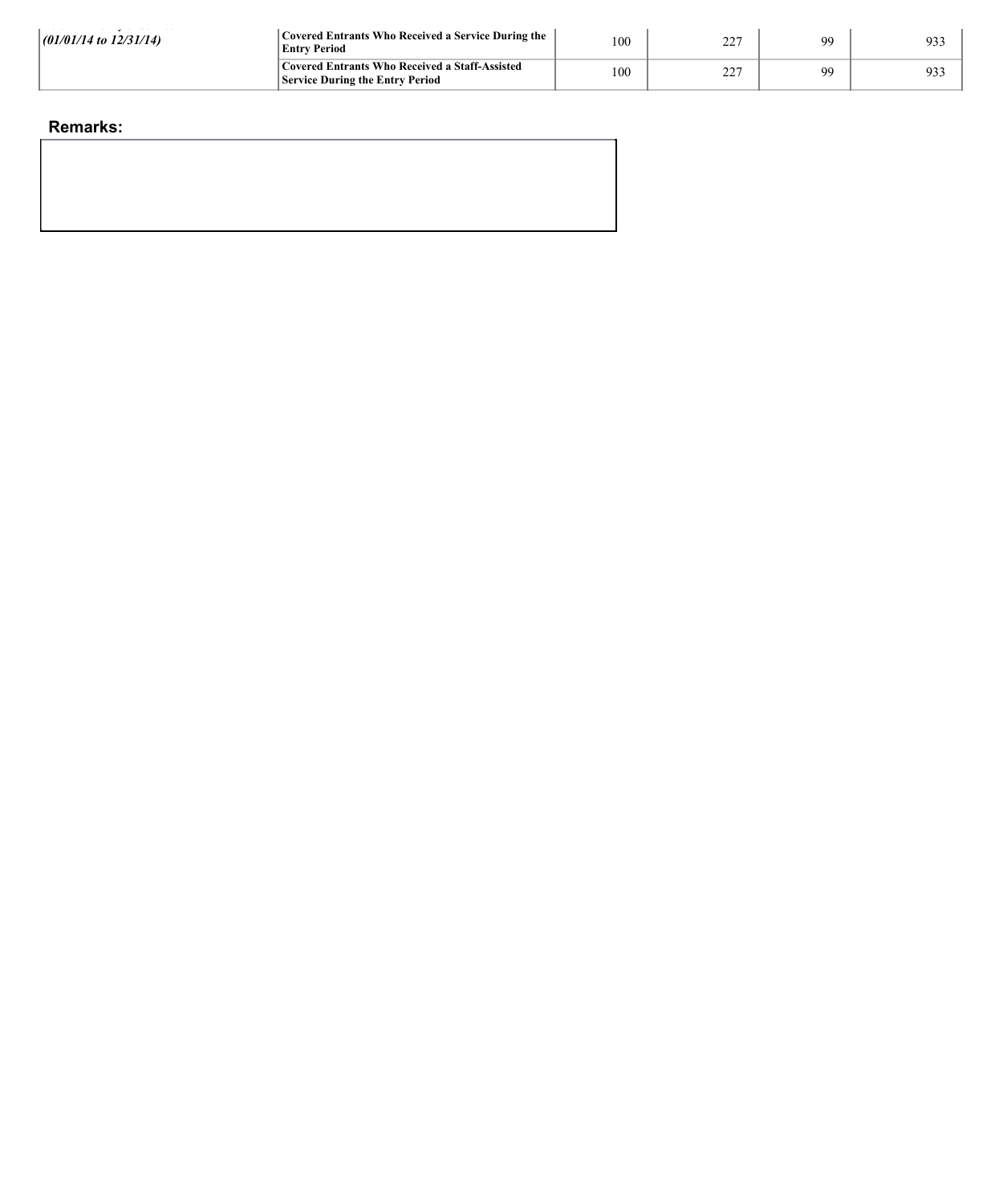| | | | | | |
|---|---|---|---|---|---|
| *(01/01/14 to 12/31/14)* | **Covered Entrants Who Received a Service During the Entry Period** | 100 | 227 | 99 | 933 |
| | **Covered Entrants Who Received a Staff-Assisted Service During the Entry Period** | 100 | 227 | 99 | 933 |

**Remarks:**